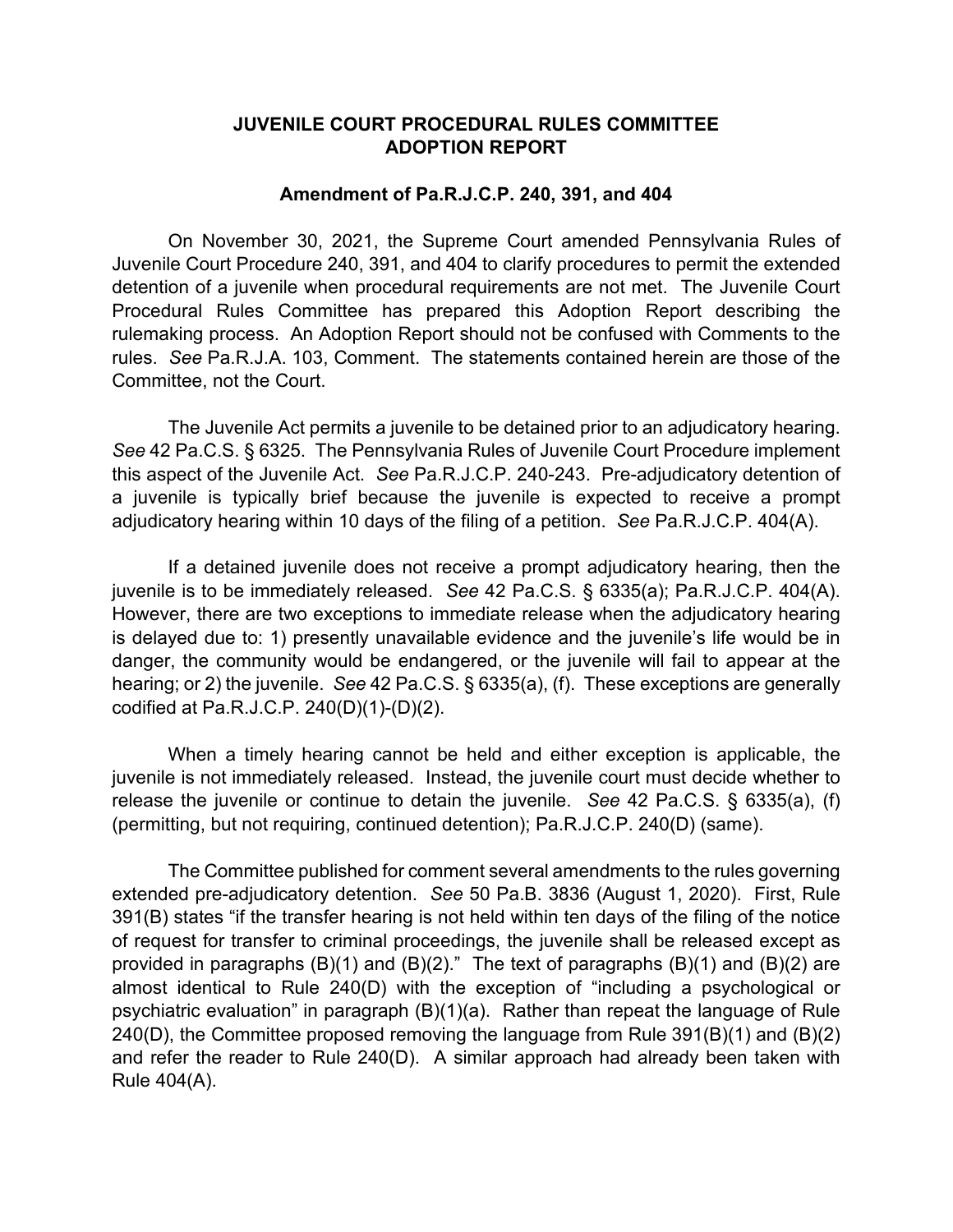# JUVENILE COURT PROCEDURAL RULES COMMITTEE
# ADOPTION REPORT

## Amendment of Pa.R.J.C.P. 240, 391, and 404

On November 30, 2021, the Supreme Court amended Pennsylvania Rules of Juvenile Court Procedure 240, 391, and 404 to clarify procedures to permit the extended detention of a juvenile when procedural requirements are not met. The Juvenile Court Procedural Rules Committee has prepared this Adoption Report describing the rulemaking process. An Adoption Report should not be confused with Comments to the rules. *See* Pa.R.J.A. 103, Comment. The statements contained herein are those of the Committee, not the Court.

The Juvenile Act permits a juvenile to be detained prior to an adjudicatory hearing. *See* 42 Pa.C.S. § 6325. The Pennsylvania Rules of Juvenile Court Procedure implement this aspect of the Juvenile Act. *See* Pa.R.J.C.P. 240-243. Pre-adjudicatory detention of a juvenile is typically brief because the juvenile is expected to receive a prompt adjudicatory hearing within 10 days of the filing of a petition. *See* Pa.R.J.C.P. 404(A).

If a detained juvenile does not receive a prompt adjudicatory hearing, then the juvenile is to be immediately released. *See* 42 Pa.C.S. § 6335(a); Pa.R.J.C.P. 404(A). However, there are two exceptions to immediate release when the adjudicatory hearing is delayed due to: 1) presently unavailable evidence and the juvenile's life would be in danger, the community would be endangered, or the juvenile will fail to appear at the hearing; or 2) the juvenile. *See* 42 Pa.C.S. § 6335(a), (f). These exceptions are generally codified at Pa.R.J.C.P. 240(D)(1)-(D)(2).

When a timely hearing cannot be held and either exception is applicable, the juvenile is not immediately released. Instead, the juvenile court must decide whether to release the juvenile or continue to detain the juvenile. *See* 42 Pa.C.S. § 6335(a), (f) (permitting, but not requiring, continued detention); Pa.R.J.C.P. 240(D) (same).

The Committee published for comment several amendments to the rules governing extended pre-adjudicatory detention. *See* 50 Pa.B. 3836 (August 1, 2020). First, Rule 391(B) states "if the transfer hearing is not held within ten days of the filing of the notice of request for transfer to criminal proceedings, the juvenile shall be released except as provided in paragraphs (B)(1) and (B)(2)." The text of paragraphs (B)(1) and (B)(2) are almost identical to Rule 240(D) with the exception of "including a psychological or psychiatric evaluation" in paragraph (B)(1)(a). Rather than repeat the language of Rule 240(D), the Committee proposed removing the language from Rule 391(B)(1) and (B)(2) and refer the reader to Rule 240(D). A similar approach had already been taken with Rule 404(A).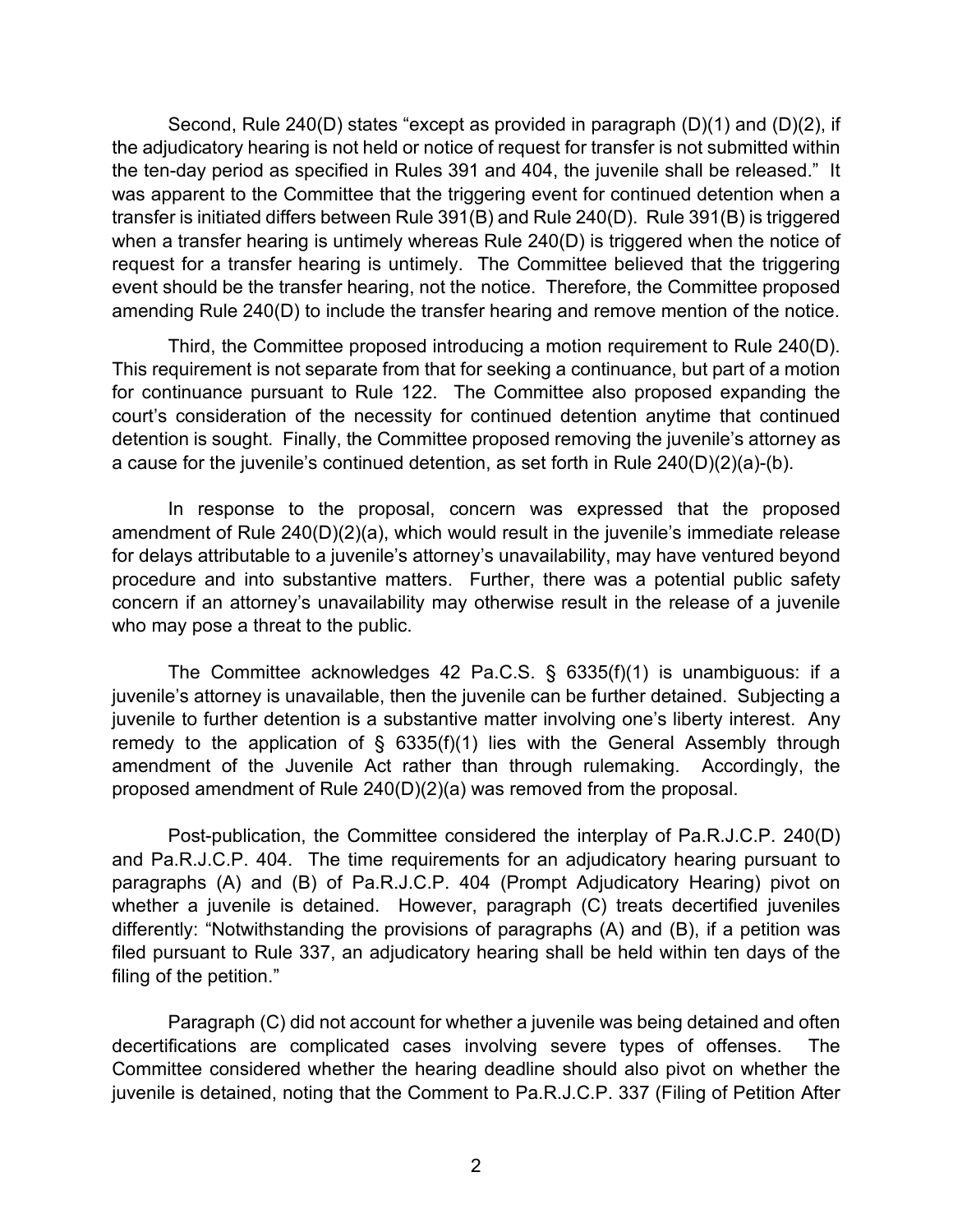Second, Rule 240(D) states "except as provided in paragraph (D)(1) and (D)(2), if the adjudicatory hearing is not held or notice of request for transfer is not submitted within the ten-day period as specified in Rules 391 and 404, the juvenile shall be released." It was apparent to the Committee that the triggering event for continued detention when a transfer is initiated differs between Rule 391(B) and Rule 240(D). Rule 391(B) is triggered when a transfer hearing is untimely whereas Rule 240(D) is triggered when the notice of request for a transfer hearing is untimely. The Committee believed that the triggering event should be the transfer hearing, not the notice. Therefore, the Committee proposed amending Rule 240(D) to include the transfer hearing and remove mention of the notice.

Third, the Committee proposed introducing a motion requirement to Rule 240(D). This requirement is not separate from that for seeking a continuance, but part of a motion for continuance pursuant to Rule 122. The Committee also proposed expanding the court's consideration of the necessity for continued detention anytime that continued detention is sought. Finally, the Committee proposed removing the juvenile's attorney as a cause for the juvenile's continued detention, as set forth in Rule 240(D)(2)(a)-(b).

In response to the proposal, concern was expressed that the proposed amendment of Rule 240(D)(2)(a), which would result in the juvenile's immediate release for delays attributable to a juvenile's attorney's unavailability, may have ventured beyond procedure and into substantive matters. Further, there was a potential public safety concern if an attorney's unavailability may otherwise result in the release of a juvenile who may pose a threat to the public.

The Committee acknowledges 42 Pa.C.S. § 6335(f)(1) is unambiguous: if a juvenile's attorney is unavailable, then the juvenile can be further detained. Subjecting a juvenile to further detention is a substantive matter involving one's liberty interest. Any remedy to the application of § 6335(f)(1) lies with the General Assembly through amendment of the Juvenile Act rather than through rulemaking. Accordingly, the proposed amendment of Rule 240(D)(2)(a) was removed from the proposal.

Post-publication, the Committee considered the interplay of Pa.R.J.C.P. 240(D) and Pa.R.J.C.P. 404. The time requirements for an adjudicatory hearing pursuant to paragraphs (A) and (B) of Pa.R.J.C.P. 404 (Prompt Adjudicatory Hearing) pivot on whether a juvenile is detained. However, paragraph (C) treats decertified juveniles differently: "Notwithstanding the provisions of paragraphs (A) and (B), if a petition was filed pursuant to Rule 337, an adjudicatory hearing shall be held within ten days of the filing of the petition."

Paragraph (C) did not account for whether a juvenile was being detained and often decertifications are complicated cases involving severe types of offenses. The Committee considered whether the hearing deadline should also pivot on whether the juvenile is detained, noting that the Comment to Pa.R.J.C.P. 337 (Filing of Petition After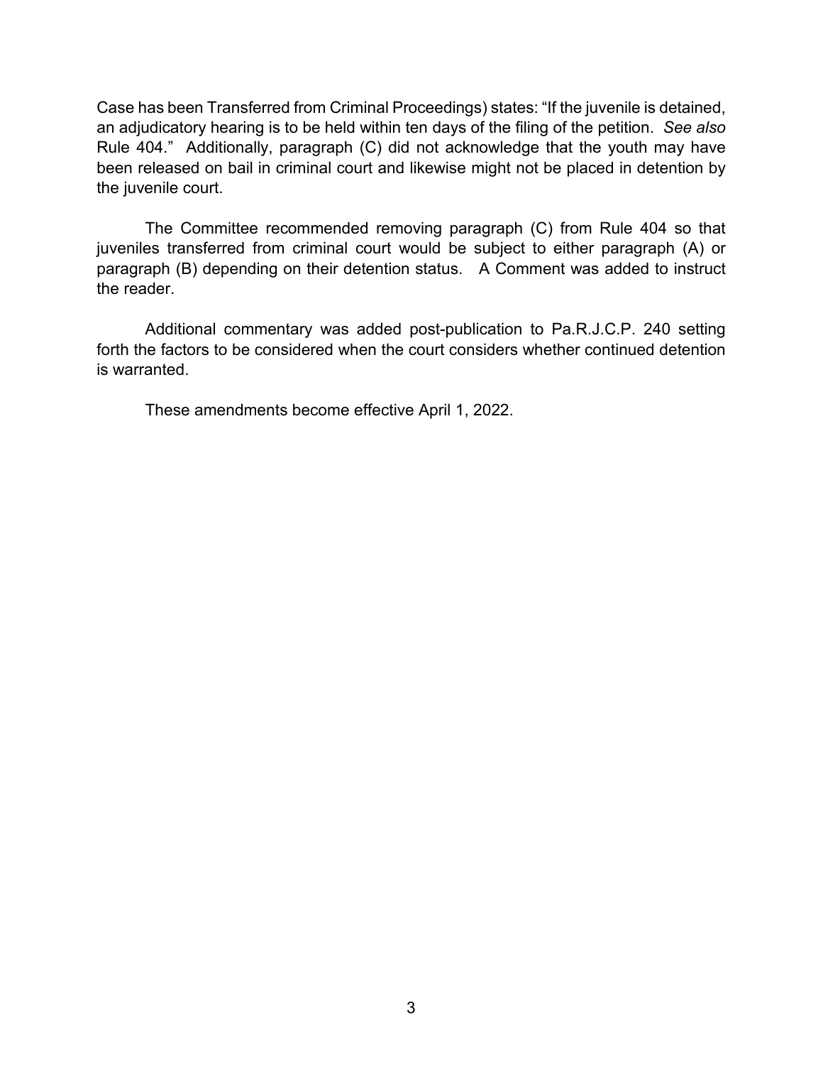Case has been Transferred from Criminal Proceedings) states: "If the juvenile is detained, an adjudicatory hearing is to be held within ten days of the filing of the petition. *See also* Rule 404." Additionally, paragraph (C) did not acknowledge that the youth may have been released on bail in criminal court and likewise might not be placed in detention by the juvenile court.

The Committee recommended removing paragraph (C) from Rule 404 so that juveniles transferred from criminal court would be subject to either paragraph (A) or paragraph (B) depending on their detention status. A Comment was added to instruct the reader.

Additional commentary was added post-publication to Pa.R.J.C.P. 240 setting forth the factors to be considered when the court considers whether continued detention is warranted.

These amendments become effective April 1, 2022.